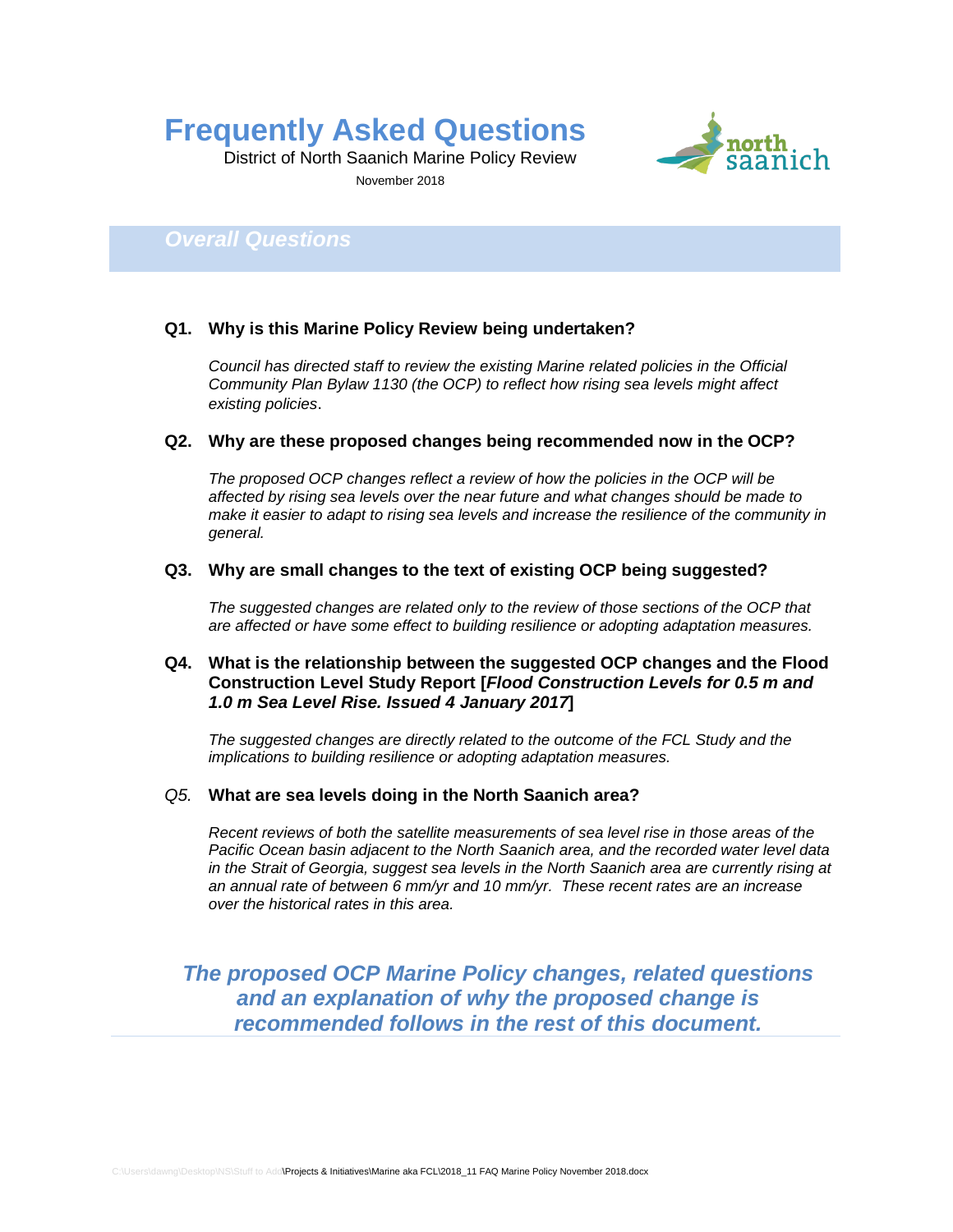# Frequently Asked Questions

District of North Saanich Marine Policy Review

November 2018

## *Overall Questions*

### Q1. Why is this Marine Policy Review being undertaken?

*Council has directed staff to review the existing Marine related policies in the Official Community Plan Bylaw 1130 (the OCP) to reflect how rising sea levels might affect existing policies*.

### Q2. Why are these proposed changes being recommended now in the OCP?

*The proposed OCP changes reflect a review of how the policies in the OCP will be affected by rising sea levels over the near future and what changes should be made to make it easier to adapt to rising sea levels and increase the resilience of the community in general.*

### Q3. Why are small changes to the text of existing OCP being suggested?

*The suggested changes are related only to the review of those sections of the OCP that are affected or have some effect to building resilience or adopting adaptation measures.*

### Q4. What is the relationship between the suggested OCP changes and the Flood Construction Level Study Report [*Flood Construction Levels for 0.5 m and 1.0 m Sea Level Rise. Issued 4 January 2017*]

*The suggested changes are directly related to the outcome of the FCL Study and the implications to building resilience or adopting adaptation measures.*

### *Q5.* What are sea levels doing in the North Saanich area?

*Recent reviews of both the satellite measurements of sea level rise in those areas of the Pacific Ocean basin adjacent to the North Saanich area, and the recorded water level data in the Strait of Georgia, suggest sea levels in the North Saanich area are currently rising at an annual rate of between 6 mm/yr and 10 mm/yr. These recent rates are an increase over the historical rates in this area.*

***The proposed OCP Marine Policy changes, related questions and an explanation of why the proposed change is recommended follows in the rest of this document.***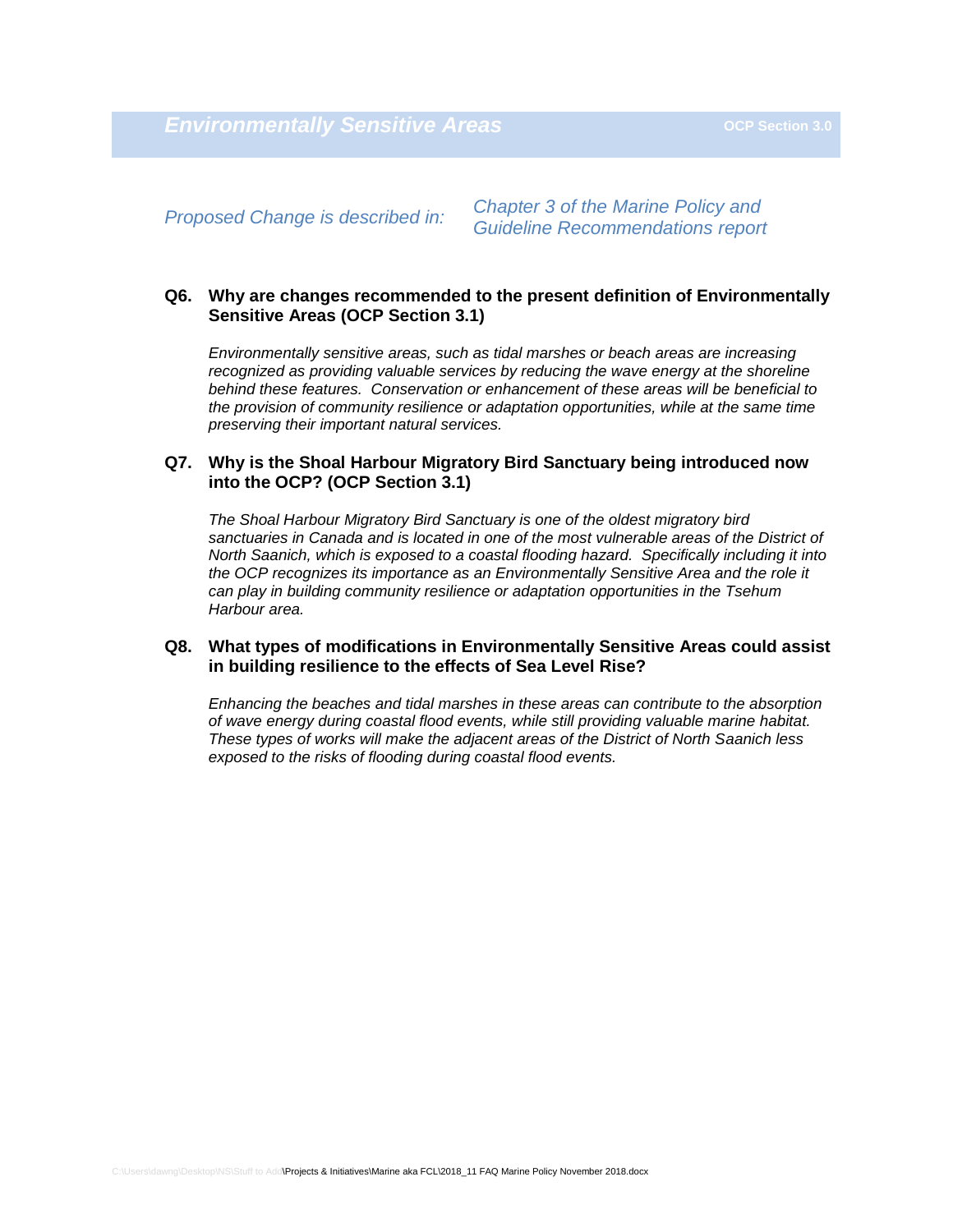## *Environmentally Sensitive Areas* — OCP Section 3.0

*Proposed Change is described in:* *Chapter 3 of the Marine Policy and Guideline Recommendations report*

**Q6. Why are changes recommended to the present definition of Environmentally Sensitive Areas (OCP Section 3.1)**

*Environmentally sensitive areas, such as tidal marshes or beach areas are increasing recognized as providing valuable services by reducing the wave energy at the shoreline behind these features. Conservation or enhancement of these areas will be beneficial to the provision of community resilience or adaptation opportunities, while at the same time preserving their important natural services.*

**Q7. Why is the Shoal Harbour Migratory Bird Sanctuary being introduced now into the OCP? (OCP Section 3.1)**

*The Shoal Harbour Migratory Bird Sanctuary is one of the oldest migratory bird sanctuaries in Canada and is located in one of the most vulnerable areas of the District of North Saanich, which is exposed to a coastal flooding hazard. Specifically including it into the OCP recognizes its importance as an Environmentally Sensitive Area and the role it can play in building community resilience or adaptation opportunities in the Tsehum Harbour area.*

**Q8. What types of modifications in Environmentally Sensitive Areas could assist in building resilience to the effects of Sea Level Rise?**

*Enhancing the beaches and tidal marshes in these areas can contribute to the absorption of wave energy during coastal flood events, while still providing valuable marine habitat. These types of works will make the adjacent areas of the District of North Saanich less exposed to the risks of flooding during coastal flood events.*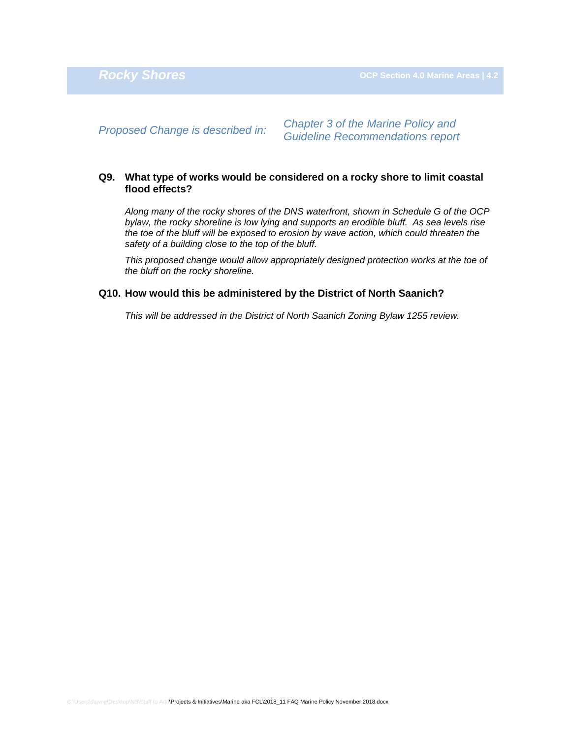# *Rocky Shores*

**OCP Section 4.0 Marine Areas | 4.2**

*Proposed Change is described in:* *Chapter 3 of the Marine Policy and Guideline Recommendations report*

**Q9. What type of works would be considered on a rocky shore to limit coastal flood effects?**

*Along many of the rocky shores of the DNS waterfront, shown in Schedule G of the OCP bylaw, the rocky shoreline is low lying and supports an erodible bluff. As sea levels rise the toe of the bluff will be exposed to erosion by wave action, which could threaten the safety of a building close to the top of the bluff.*

*This proposed change would allow appropriately designed protection works at the toe of the bluff on the rocky shoreline.*

**Q10. How would this be administered by the District of North Saanich?**

*This will be addressed in the District of North Saanich Zoning Bylaw 1255 review.*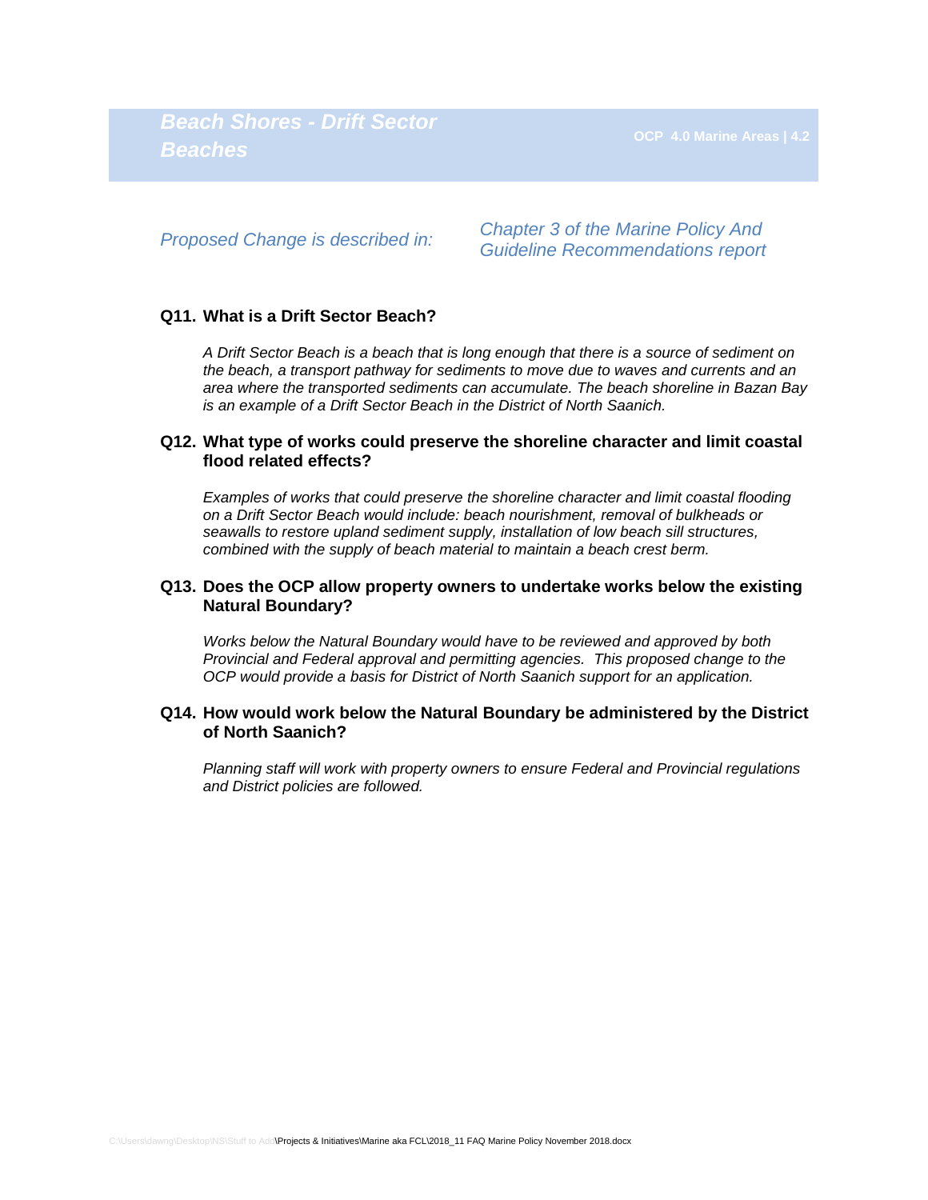## *Beach Shores - Drift Sector Beaches*

*Proposed Change is described in:* *Chapter 3 of the Marine Policy And Guideline Recommendations report*

### Q11. What is a Drift Sector Beach?

*A Drift Sector Beach is a beach that is long enough that there is a source of sediment on the beach, a transport pathway for sediments to move due to waves and currents and an area where the transported sediments can accumulate. The beach shoreline in Bazan Bay is an example of a Drift Sector Beach in the District of North Saanich.*

### Q12. What type of works could preserve the shoreline character and limit coastal flood related effects?

*Examples of works that could preserve the shoreline character and limit coastal flooding on a Drift Sector Beach would include: beach nourishment, removal of bulkheads or seawalls to restore upland sediment supply, installation of low beach sill structures, combined with the supply of beach material to maintain a beach crest berm.*

### Q13. Does the OCP allow property owners to undertake works below the existing Natural Boundary?

*Works below the Natural Boundary would have to be reviewed and approved by both Provincial and Federal approval and permitting agencies. This proposed change to the OCP would provide a basis for District of North Saanich support for an application.*

### Q14. How would work below the Natural Boundary be administered by the District of North Saanich?

*Planning staff will work with property owners to ensure Federal and Provincial regulations and District policies are followed.*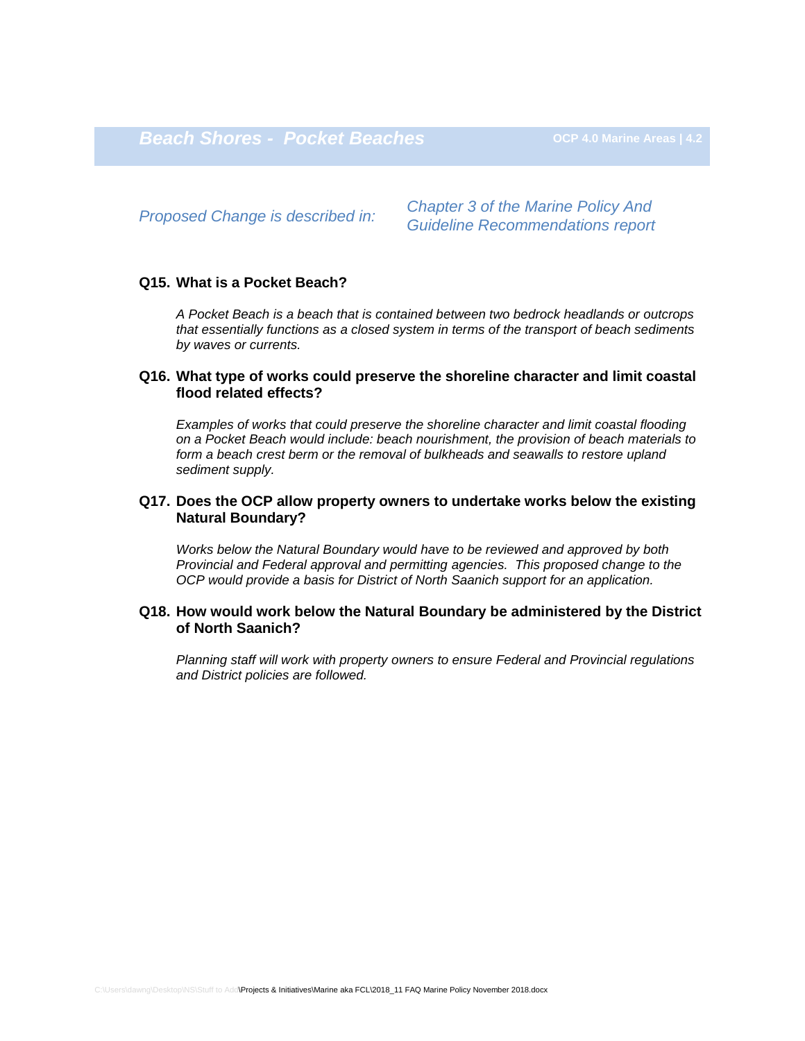## *Beach Shores - Pocket Beaches*

**OCP 4.0 Marine Areas | 4.2**

*Proposed Change is described in:* *Chapter 3 of the Marine Policy And Guideline Recommendations report*

### Q15. What is a Pocket Beach?

*A Pocket Beach is a beach that is contained between two bedrock headlands or outcrops that essentially functions as a closed system in terms of the transport of beach sediments by waves or currents.*

### Q16. What type of works could preserve the shoreline character and limit coastal flood related effects?

*Examples of works that could preserve the shoreline character and limit coastal flooding on a Pocket Beach would include: beach nourishment, the provision of beach materials to form a beach crest berm or the removal of bulkheads and seawalls to restore upland sediment supply.*

### Q17. Does the OCP allow property owners to undertake works below the existing Natural Boundary?

*Works below the Natural Boundary would have to be reviewed and approved by both Provincial and Federal approval and permitting agencies. This proposed change to the OCP would provide a basis for District of North Saanich support for an application.*

### Q18. How would work below the Natural Boundary be administered by the District of North Saanich?

*Planning staff will work with property owners to ensure Federal and Provincial regulations and District policies are followed.*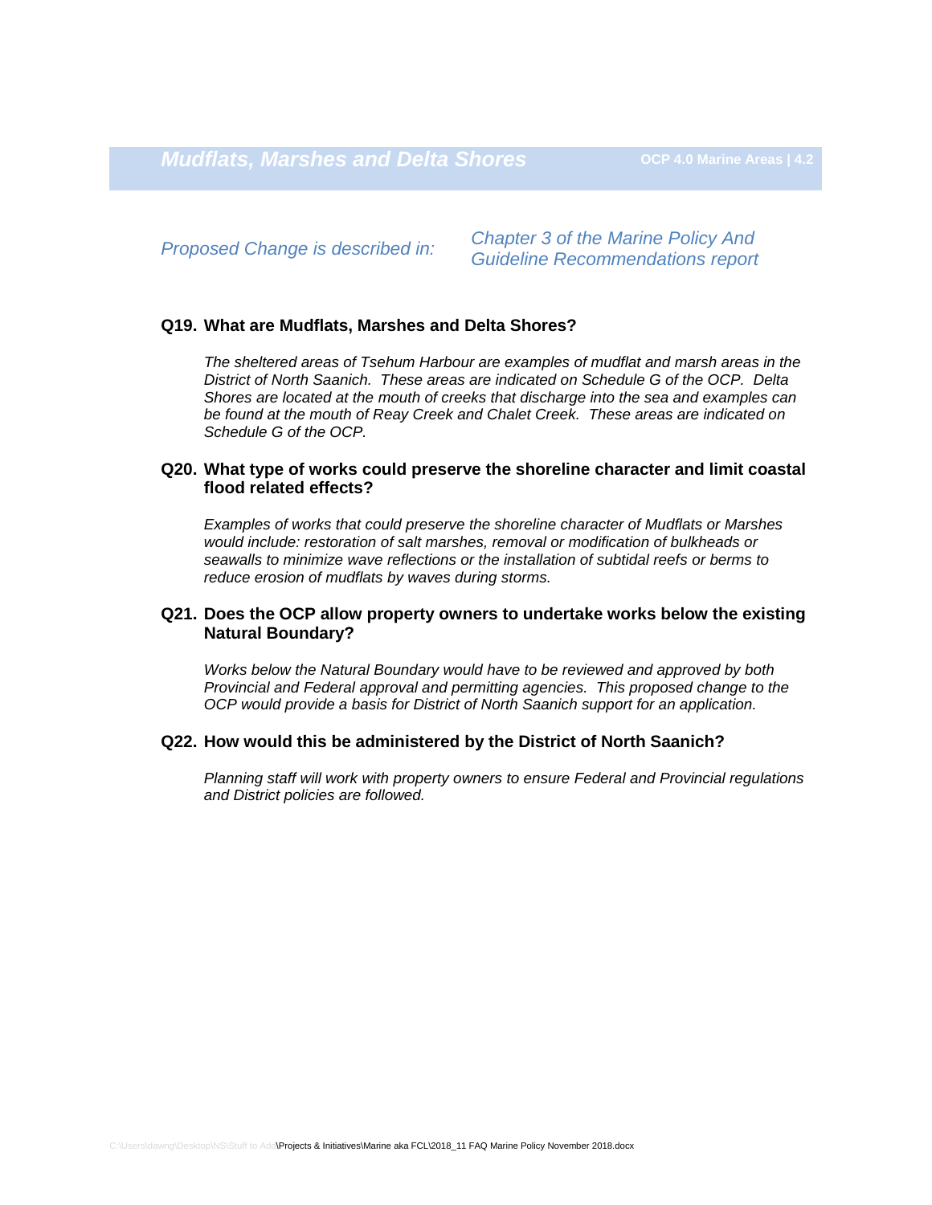## *Mudflats, Marshes and Delta Shores*

**OCP 4.0 Marine Areas | 4.2**

*Proposed Change is described in:* *Chapter 3 of the Marine Policy And Guideline Recommendations report*

### Q19. What are Mudflats, Marshes and Delta Shores?

*The sheltered areas of Tsehum Harbour are examples of mudflat and marsh areas in the District of North Saanich. These areas are indicated on Schedule G of the OCP. Delta Shores are located at the mouth of creeks that discharge into the sea and examples can be found at the mouth of Reay Creek and Chalet Creek. These areas are indicated on Schedule G of the OCP.*

### Q20. What type of works could preserve the shoreline character and limit coastal flood related effects?

*Examples of works that could preserve the shoreline character of Mudflats or Marshes would include: restoration of salt marshes, removal or modification of bulkheads or seawalls to minimize wave reflections or the installation of subtidal reefs or berms to reduce erosion of mudflats by waves during storms.*

### Q21. Does the OCP allow property owners to undertake works below the existing Natural Boundary?

*Works below the Natural Boundary would have to be reviewed and approved by both Provincial and Federal approval and permitting agencies. This proposed change to the OCP would provide a basis for District of North Saanich support for an application.*

### Q22. How would this be administered by the District of North Saanich?

*Planning staff will work with property owners to ensure Federal and Provincial regulations and District policies are followed.*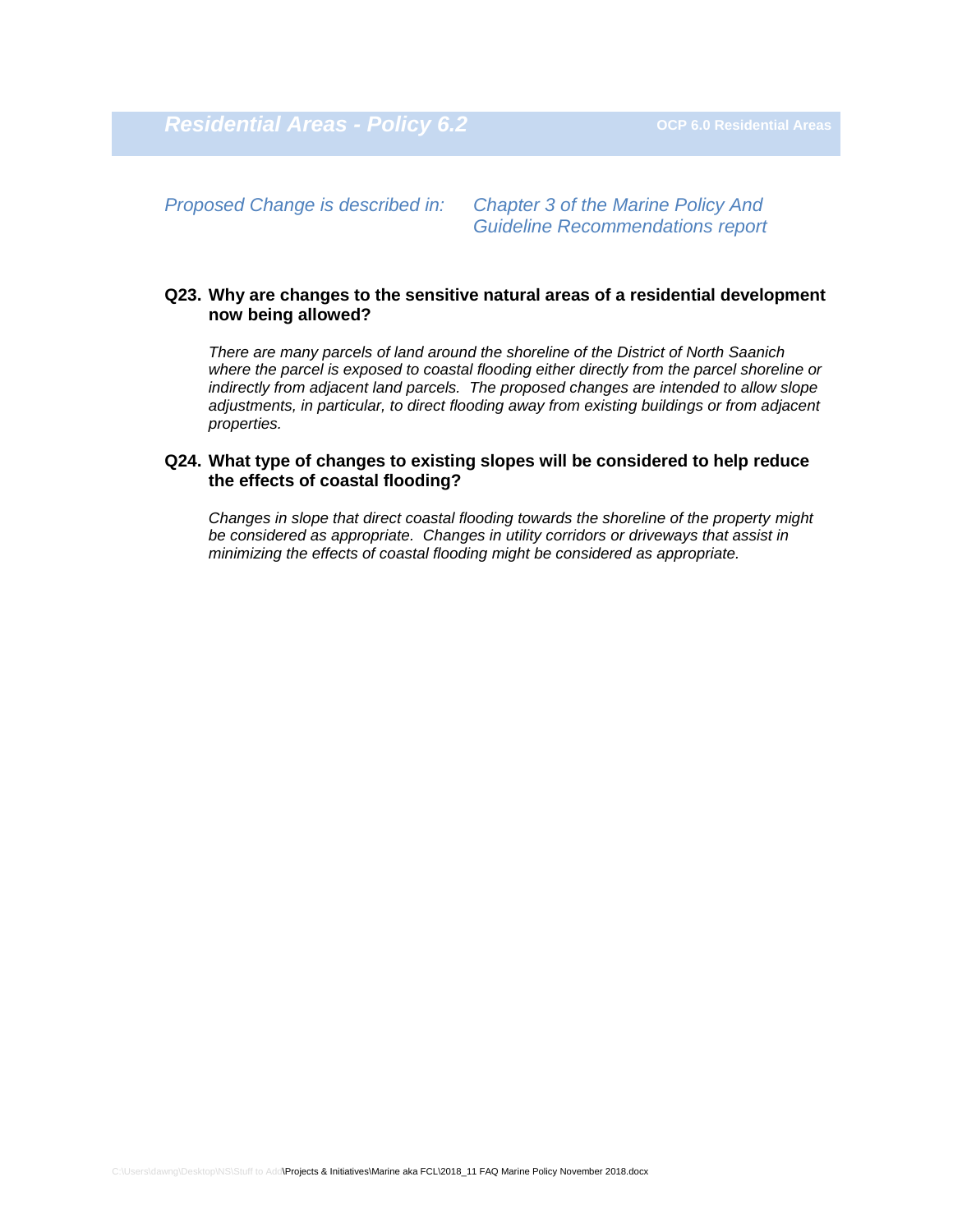## *Residential Areas - Policy 6.2*

**OCP 6.0 Residential Areas**

*Proposed Change is described in:* *Chapter 3 of the Marine Policy And Guideline Recommendations report*

**Q23. Why are changes to the sensitive natural areas of a residential development now being allowed?**

*There are many parcels of land around the shoreline of the District of North Saanich where the parcel is exposed to coastal flooding either directly from the parcel shoreline or indirectly from adjacent land parcels. The proposed changes are intended to allow slope adjustments, in particular, to direct flooding away from existing buildings or from adjacent properties.*

**Q24. What type of changes to existing slopes will be considered to help reduce the effects of coastal flooding?**

*Changes in slope that direct coastal flooding towards the shoreline of the property might be considered as appropriate. Changes in utility corridors or driveways that assist in minimizing the effects of coastal flooding might be considered as appropriate.*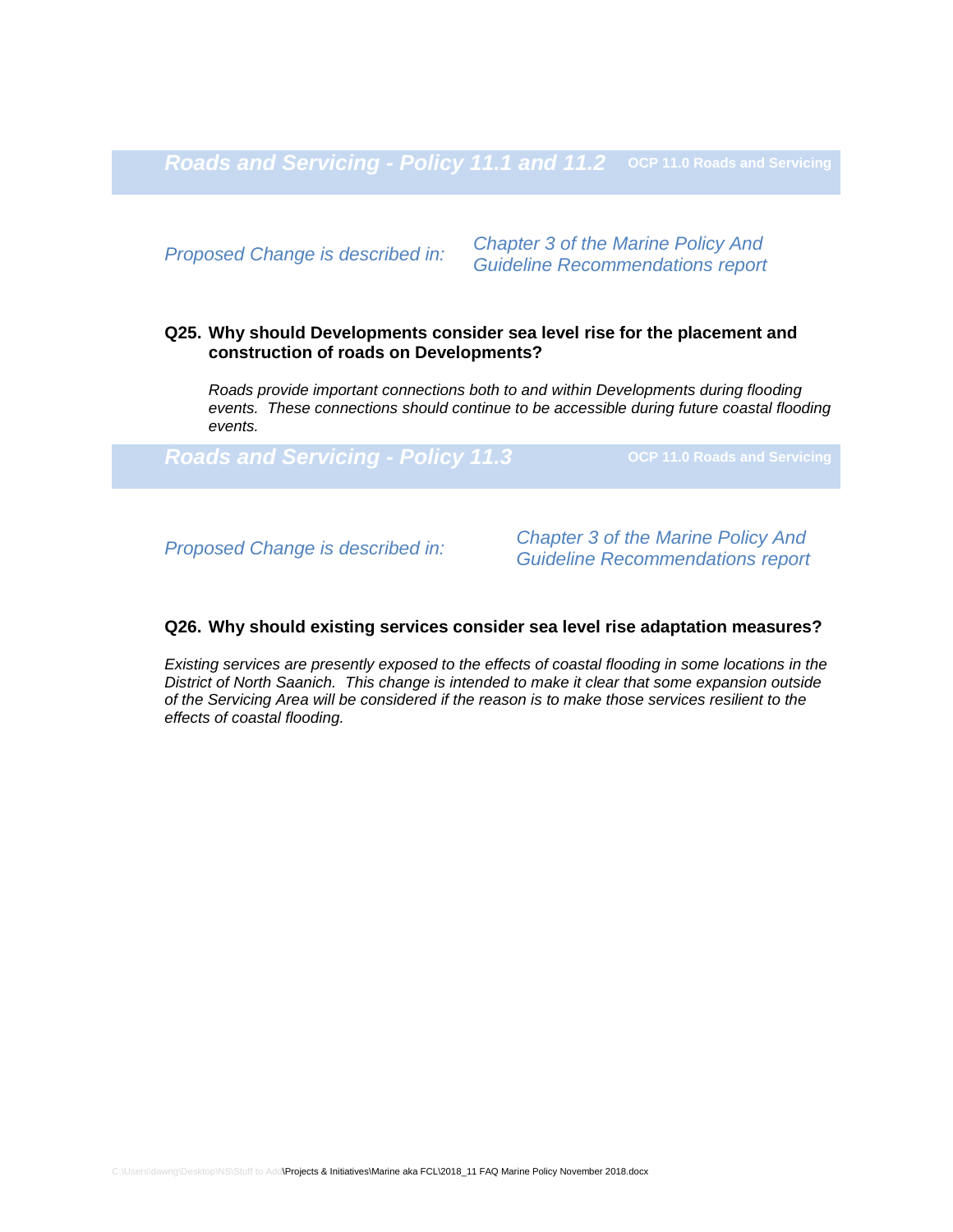## *Roads and Servicing - Policy 11.1 and 11.2* **OCP 11.0 Roads and Servicing**

*Proposed Change is described in:* *Chapter 3 of the Marine Policy And Guideline Recommendations report*

**Q25. Why should Developments consider sea level rise for the placement and construction of roads on Developments?**

*Roads provide important connections both to and within Developments during flooding events. These connections should continue to be accessible during future coastal flooding events.*

## *Roads and Servicing - Policy 11.3* **OCP 11.0 Roads and Servicing**

*Proposed Change is described in:* *Chapter 3 of the Marine Policy And Guideline Recommendations report*

**Q26. Why should existing services consider sea level rise adaptation measures?**

*Existing services are presently exposed to the effects of coastal flooding in some locations in the District of North Saanich. This change is intended to make it clear that some expansion outside of the Servicing Area will be considered if the reason is to make those services resilient to the effects of coastal flooding.*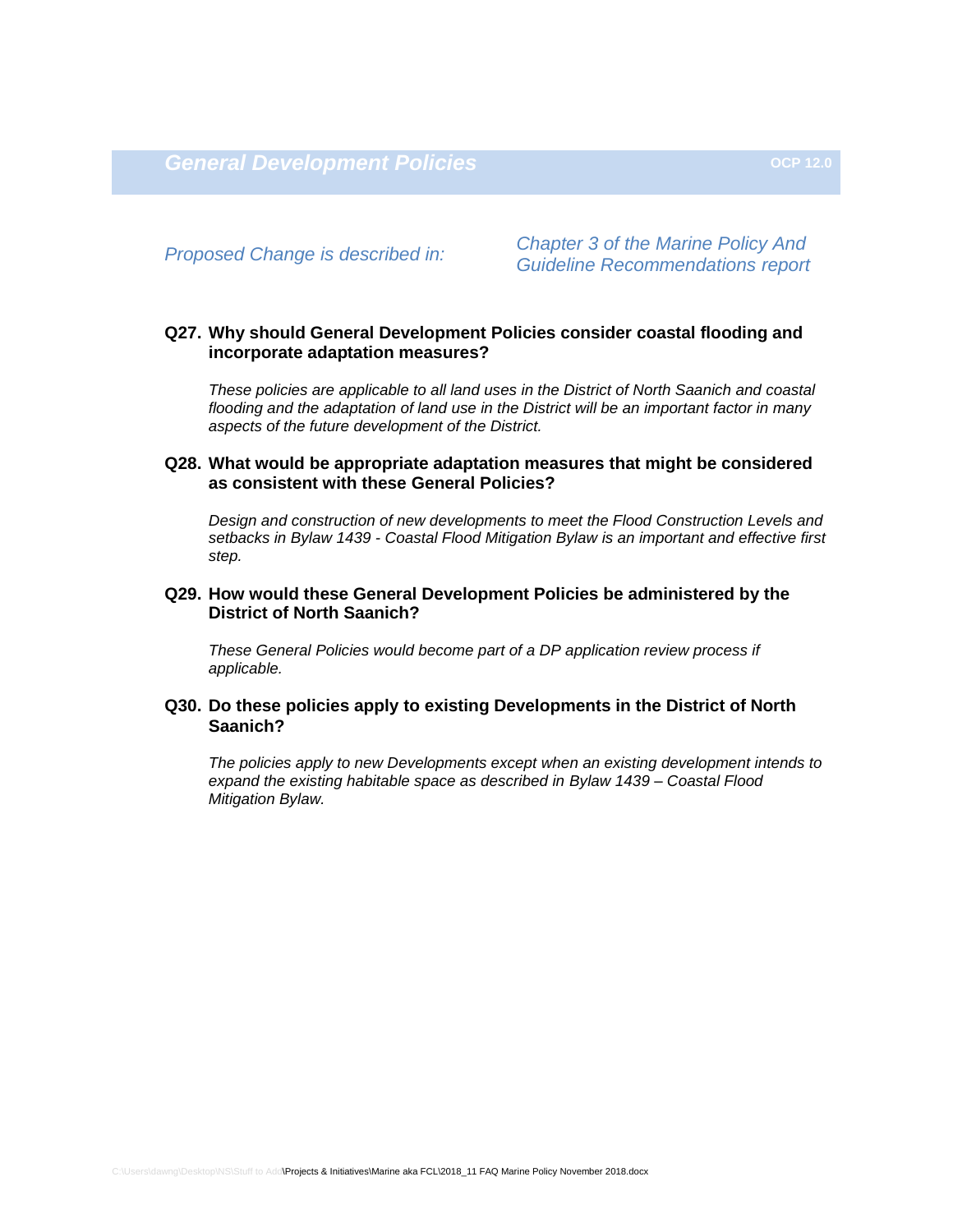## *General Development Policies* — OCP 12.0

*Proposed Change is described in:* *Chapter 3 of the Marine Policy And Guideline Recommendations report*

**Q27. Why should General Development Policies consider coastal flooding and incorporate adaptation measures?**

*These policies are applicable to all land uses in the District of North Saanich and coastal flooding and the adaptation of land use in the District will be an important factor in many aspects of the future development of the District.*

**Q28. What would be appropriate adaptation measures that might be considered as consistent with these General Policies?**

*Design and construction of new developments to meet the Flood Construction Levels and setbacks in Bylaw 1439 - Coastal Flood Mitigation Bylaw is an important and effective first step.*

**Q29. How would these General Development Policies be administered by the District of North Saanich?**

*These General Policies would become part of a DP application review process if applicable.*

**Q30. Do these policies apply to existing Developments in the District of North Saanich?**

*The policies apply to new Developments except when an existing development intends to expand the existing habitable space as described in Bylaw 1439 – Coastal Flood Mitigation Bylaw.*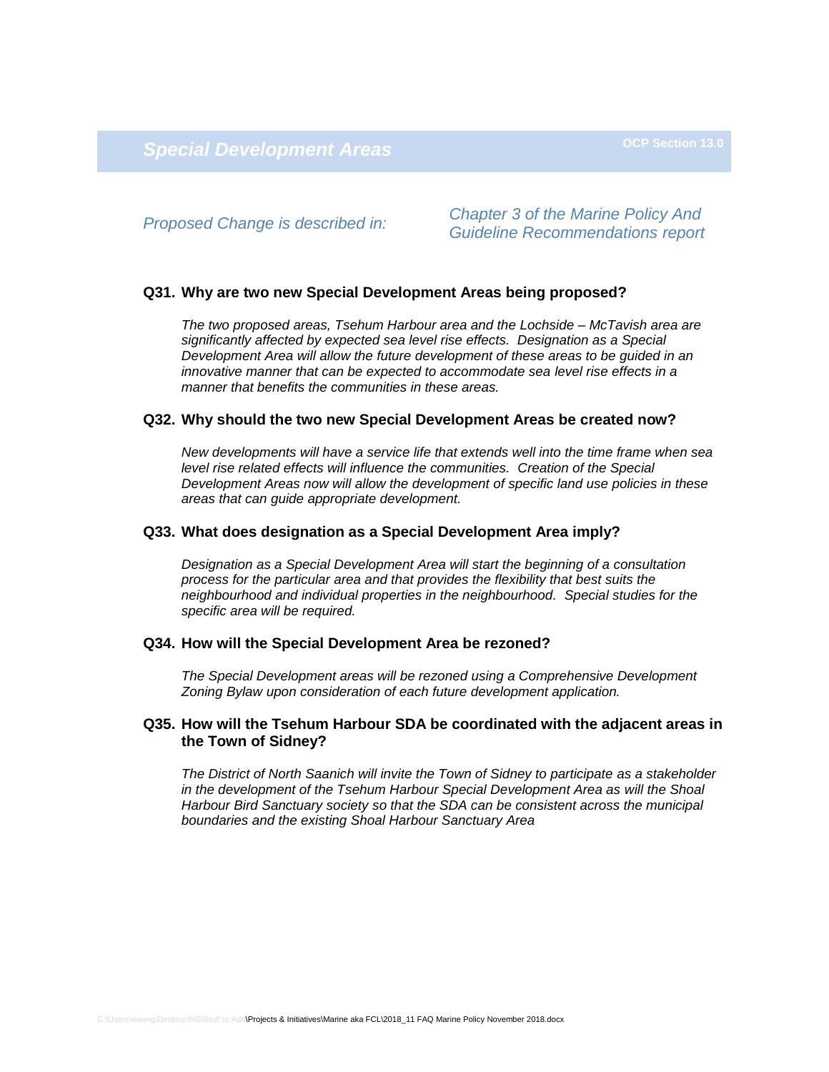## *Special Development Areas*

OCP Section 13.0

*Proposed Change is described in:* *Chapter 3 of the Marine Policy And Guideline Recommendations report*

### Q31. Why are two new Special Development Areas being proposed?

*The two proposed areas, Tsehum Harbour area and the Lochside – McTavish area are significantly affected by expected sea level rise effects. Designation as a Special Development Area will allow the future development of these areas to be guided in an innovative manner that can be expected to accommodate sea level rise effects in a manner that benefits the communities in these areas.*

### Q32. Why should the two new Special Development Areas be created now?

*New developments will have a service life that extends well into the time frame when sea level rise related effects will influence the communities. Creation of the Special Development Areas now will allow the development of specific land use policies in these areas that can guide appropriate development.*

### Q33. What does designation as a Special Development Area imply?

*Designation as a Special Development Area will start the beginning of a consultation process for the particular area and that provides the flexibility that best suits the neighbourhood and individual properties in the neighbourhood. Special studies for the specific area will be required.*

### Q34. How will the Special Development Area be rezoned?

*The Special Development areas will be rezoned using a Comprehensive Development Zoning Bylaw upon consideration of each future development application.*

### Q35. How will the Tsehum Harbour SDA be coordinated with the adjacent areas in the Town of Sidney?

*The District of North Saanich will invite the Town of Sidney to participate as a stakeholder in the development of the Tsehum Harbour Special Development Area as will the Shoal Harbour Bird Sanctuary society so that the SDA can be consistent across the municipal boundaries and the existing Shoal Harbour Sanctuary Area*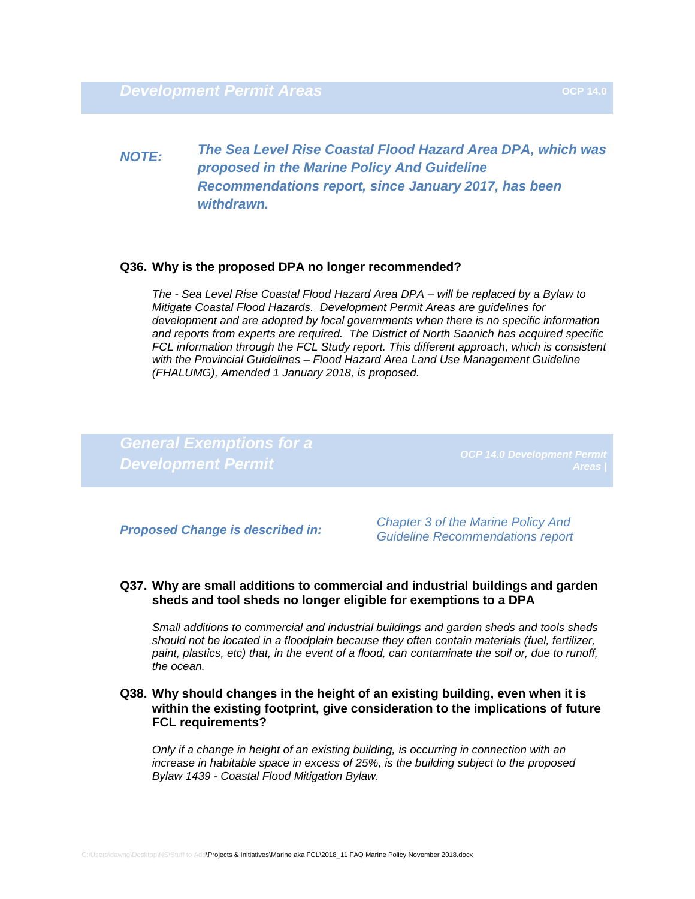## *Development Permit Areas*

**OCP 14.0**

***NOTE:*** ***The Sea Level Rise Coastal Flood Hazard Area DPA, which was proposed in the Marine Policy And Guideline Recommendations report, since January 2017, has been withdrawn.***

### Q36. Why is the proposed DPA no longer recommended?

*The - Sea Level Rise Coastal Flood Hazard Area DPA – will be replaced by a Bylaw to Mitigate Coastal Flood Hazards. Development Permit Areas are guidelines for development and are adopted by local governments when there is no specific information and reports from experts are required. The District of North Saanich has acquired specific FCL information through the FCL Study report. This different approach, which is consistent with the Provincial Guidelines – Flood Hazard Area Land Use Management Guideline (FHALUMG), Amended 1 January 2018, is proposed.*

## *General Exemptions for a Development Permit*

***OCP 14.0 Development Permit Areas |***

***Proposed Change is described in:*** *Chapter 3 of the Marine Policy And Guideline Recommendations report*

### Q37. Why are small additions to commercial and industrial buildings and garden sheds and tool sheds no longer eligible for exemptions to a DPA

*Small additions to commercial and industrial buildings and garden sheds and tools sheds should not be located in a floodplain because they often contain materials (fuel, fertilizer, paint, plastics, etc) that, in the event of a flood, can contaminate the soil or, due to runoff, the ocean.*

### Q38. Why should changes in the height of an existing building, even when it is within the existing footprint, give consideration to the implications of future FCL requirements?

*Only if a change in height of an existing building, is occurring in connection with an increase in habitable space in excess of 25%, is the building subject to the proposed Bylaw 1439 - Coastal Flood Mitigation Bylaw.*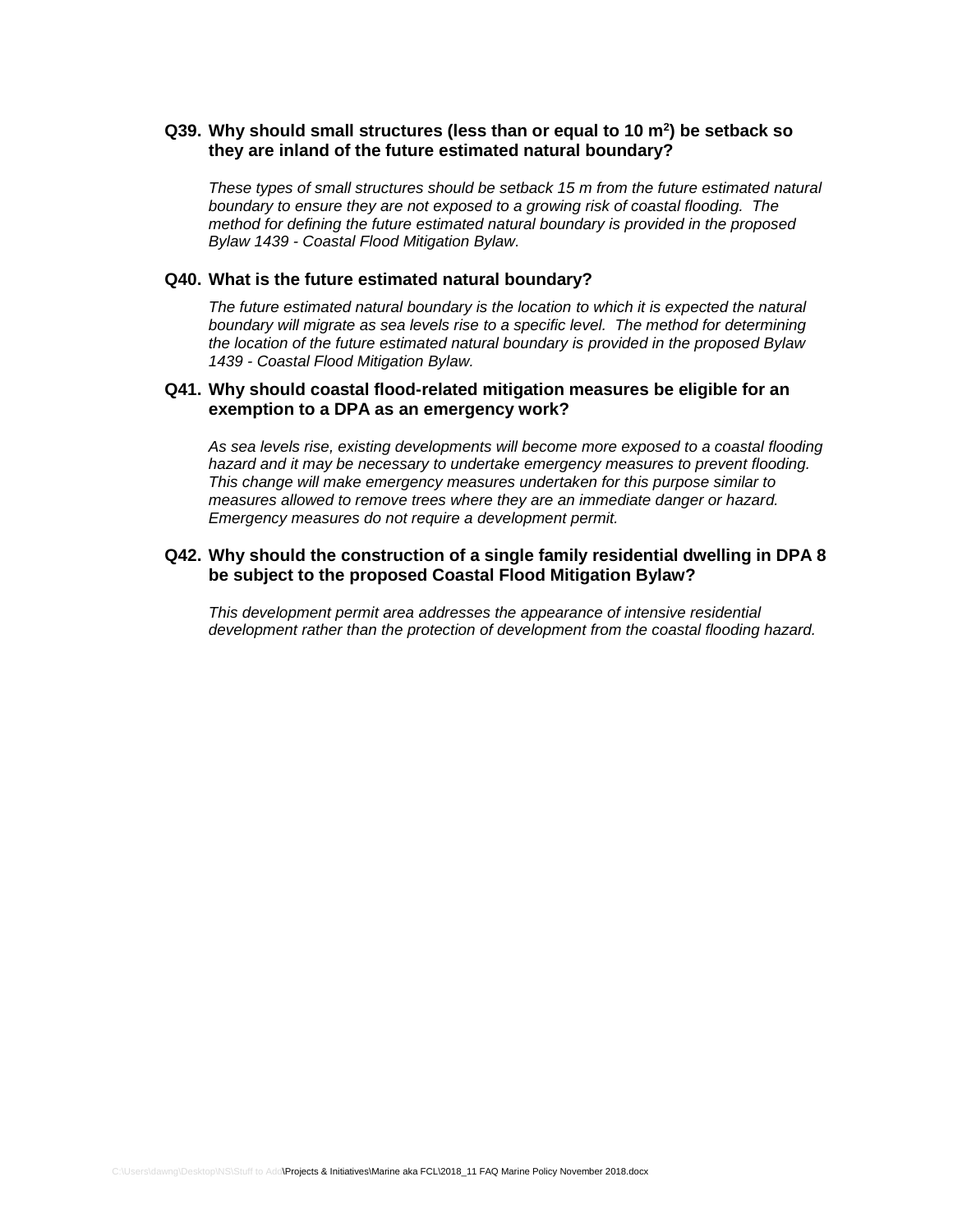**Q39. Why should small structures (less than or equal to 10 $m^2$) be setback so they are inland of the future estimated natural boundary?**

*These types of small structures should be setback 15 m from the future estimated natural boundary to ensure they are not exposed to a growing risk of coastal flooding. The method for defining the future estimated natural boundary is provided in the proposed Bylaw 1439 - Coastal Flood Mitigation Bylaw.*

**Q40. What is the future estimated natural boundary?**

*The future estimated natural boundary is the location to which it is expected the natural boundary will migrate as sea levels rise to a specific level. The method for determining the location of the future estimated natural boundary is provided in the proposed Bylaw 1439 - Coastal Flood Mitigation Bylaw.*

**Q41. Why should coastal flood-related mitigation measures be eligible for an exemption to a DPA as an emergency work?**

*As sea levels rise, existing developments will become more exposed to a coastal flooding hazard and it may be necessary to undertake emergency measures to prevent flooding. This change will make emergency measures undertaken for this purpose similar to measures allowed to remove trees where they are an immediate danger or hazard. Emergency measures do not require a development permit.*

**Q42. Why should the construction of a single family residential dwelling in DPA 8 be subject to the proposed Coastal Flood Mitigation Bylaw?**

*This development permit area addresses the appearance of intensive residential development rather than the protection of development from the coastal flooding hazard.*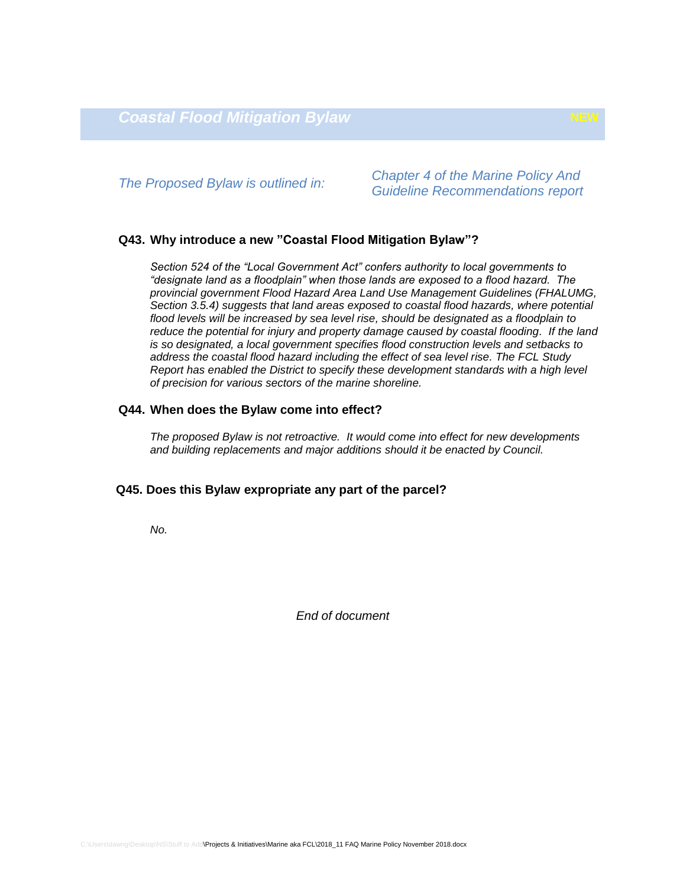## *Coastal Flood Mitigation Bylaw* NEW

*The Proposed Bylaw is outlined in:* *Chapter 4 of the Marine Policy And Guideline Recommendations report*

### Q43. Why introduce a new "Coastal Flood Mitigation Bylaw"?

*Section 524 of the "Local Government Act" confers authority to local governments to "designate land as a floodplain" when those lands are exposed to a flood hazard. The provincial government Flood Hazard Area Land Use Management Guidelines (FHALUMG, Section 3.5.4) suggests that land areas exposed to coastal flood hazards, where potential flood levels will be increased by sea level rise, should be designated as a floodplain to reduce the potential for injury and property damage caused by coastal flooding. If the land is so designated, a local government specifies flood construction levels and setbacks to address the coastal flood hazard including the effect of sea level rise. The FCL Study Report has enabled the District to specify these development standards with a high level of precision for various sectors of the marine shoreline.*

### Q44. When does the Bylaw come into effect?

*The proposed Bylaw is not retroactive. It would come into effect for new developments and building replacements and major additions should it be enacted by Council.*

### Q45. Does this Bylaw expropriate any part of the parcel?

*No.*

*End of document*